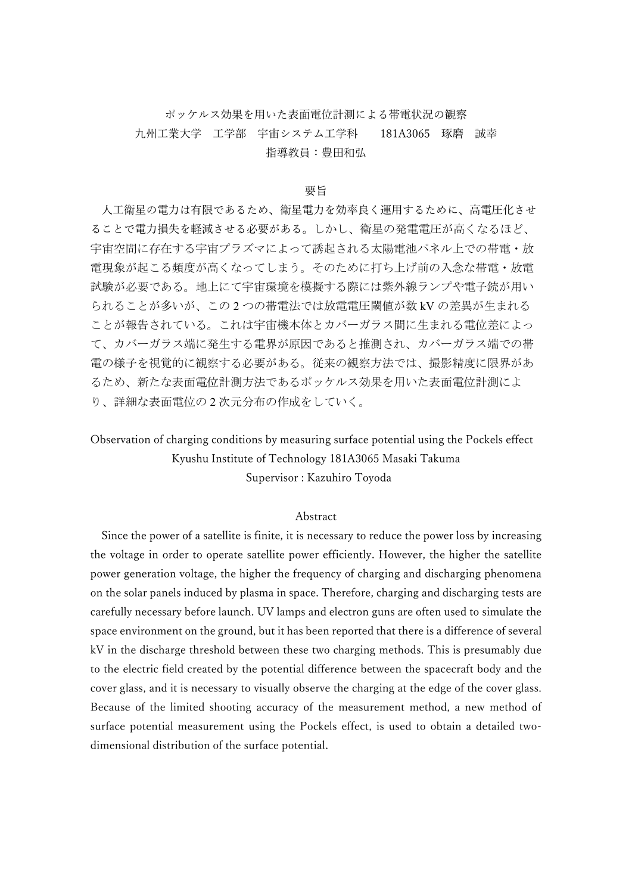# ポッケルス効果を用いた表面電位計測による帯電状況の観察

九州工業大学　工学部　宇宙システム工学科　　181A3065　琢磨　誠幸

指導教員：豊田和弘

## 要旨

人工衛星の電力は有限であるため、衛星電力を効率良く運用するために、高電圧化させることで電力損失を軽減させる必要がある。しかし、衛星の発電電圧が高くなるほど、宇宙空間に存在する宇宙プラズマによって誘起される太陽電池パネル上での帯電・放電現象が起こる頻度が高くなってしまう。そのために打ち上げ前の入念な帯電・放電試験が必要である。地上にて宇宙環境を模擬する際には紫外線ランプや電子銃が用いられることが多いが、この 2 つの帯電法では放電電圧閾値が数 kV の差異が生まれることが報告されている。これは宇宙機本体とカバーガラス間に生まれる電位差によって、カバーガラス端に発生する電界が原因であると推測され、カバーガラス端での帯電の様子を視覚的に観察する必要がある。従来の観察方法では、撮影精度に限界があるため、新たな表面電位計測方法であるポッケルス効果を用いた表面電位計測により、詳細な表面電位の 2 次元分布の作成をしていく。

# Observation of charging conditions by measuring surface potential using the Pockels effect

Kyushu Institute of Technology 181A3065 Masaki Takuma

Supervisor : Kazuhiro Toyoda

## Abstract

Since the power of a satellite is finite, it is necessary to reduce the power loss by increasing the voltage in order to operate satellite power efficiently. However, the higher the satellite power generation voltage, the higher the frequency of charging and discharging phenomena on the solar panels induced by plasma in space. Therefore, charging and discharging tests are carefully necessary before launch. UV lamps and electron guns are often used to simulate the space environment on the ground, but it has been reported that there is a difference of several kV in the discharge threshold between these two charging methods. This is presumably due to the electric field created by the potential difference between the spacecraft body and the cover glass, and it is necessary to visually observe the charging at the edge of the cover glass. Because of the limited shooting accuracy of the measurement method, a new method of surface potential measurement using the Pockels effect, is used to obtain a detailed two-dimensional distribution of the surface potential.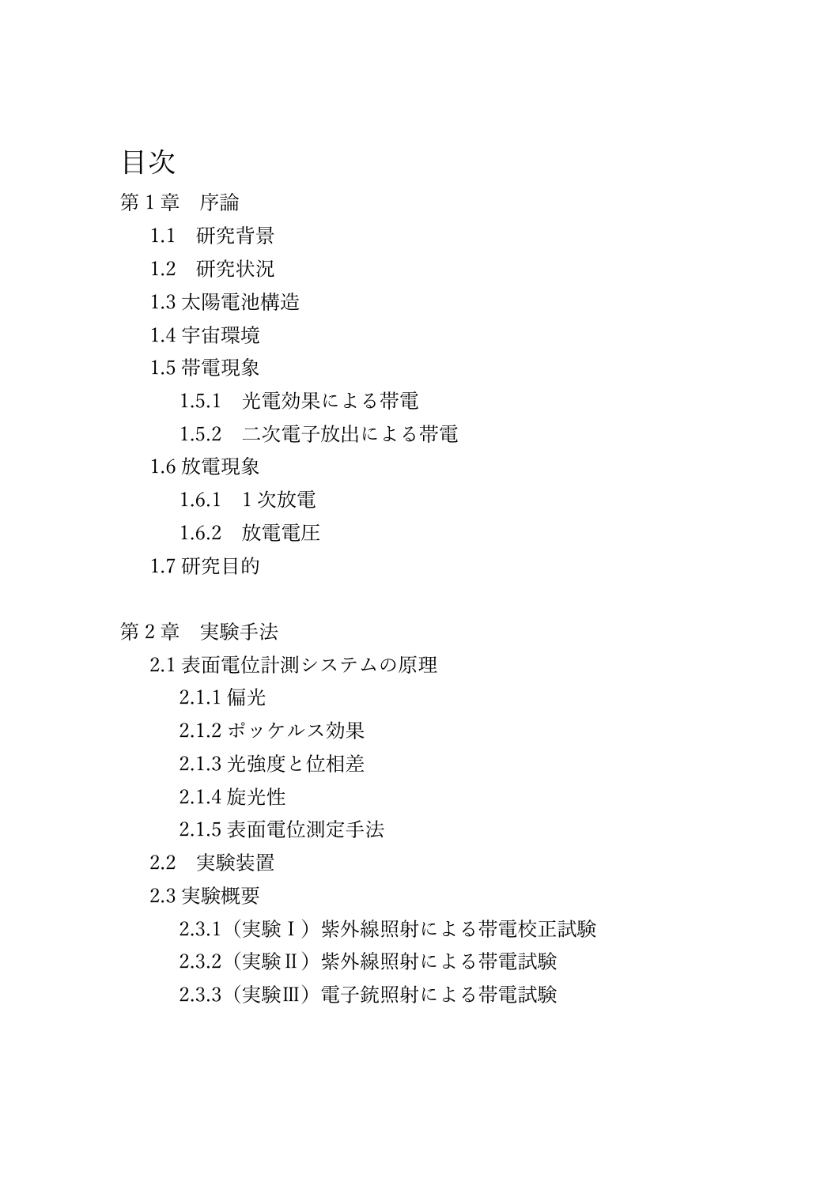# 目次

第 1 章　序論

- 1.1　研究背景
- 1.2　研究状況
- 1.3 太陽電池構造
- 1.4 宇宙環境
- 1.5 帯電現象
  - 1.5.1　光電効果による帯電
  - 1.5.2　二次電子放出による帯電
- 1.6 放電現象
  - 1.6.1　1 次放電
  - 1.6.2　放電電圧
- 1.7 研究目的

第 2 章　実験手法

- 2.1 表面電位計測システムの原理
  - 2.1.1 偏光
  - 2.1.2 ポッケルス効果
  - 2.1.3 光強度と位相差
  - 2.1.4 旋光性
  - 2.1.5 表面電位測定手法
- 2.2　実験装置
- 2.3 実験概要
  - 2.3.1（実験Ⅰ）紫外線照射による帯電校正試験
  - 2.3.2（実験Ⅱ）紫外線照射による帯電試験
  - 2.3.3（実験Ⅲ）電子銃照射による帯電試験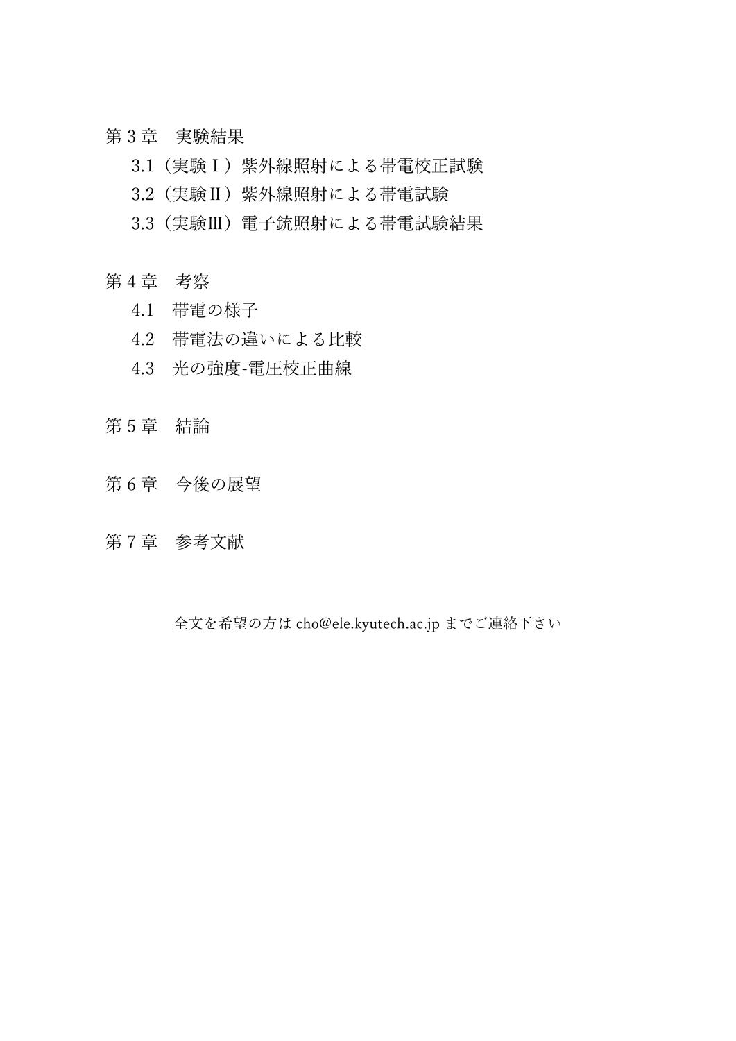第 3 章　実験結果

　3.1（実験Ⅰ）紫外線照射による帯電校正試験

　3.2（実験Ⅱ）紫外線照射による帯電試験

　3.3（実験Ⅲ）電子銃照射による帯電試験結果

第 4 章　考察

　4.1　帯電の様子

　4.2　帯電法の違いによる比較

　4.3　光の強度-電圧校正曲線

第 5 章　結論

第 6 章　今後の展望

第 7 章　参考文献

全文を希望の方は cho@ele.kyutech.ac.jp までご連絡下さい